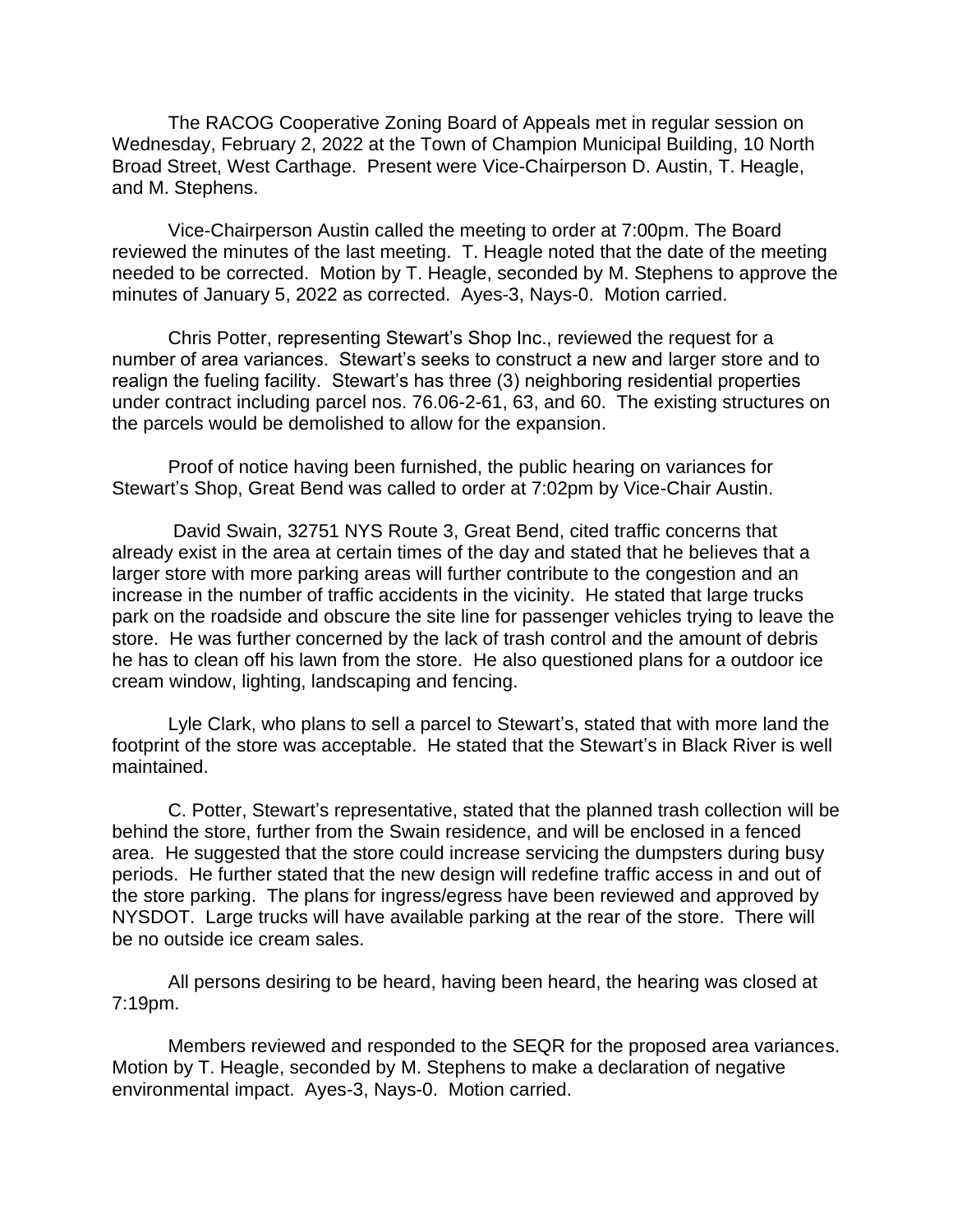The RACOG Cooperative Zoning Board of Appeals met in regular session on Wednesday, February 2, 2022 at the Town of Champion Municipal Building, 10 North Broad Street, West Carthage. Present were Vice-Chairperson D. Austin, T. Heagle, and M. Stephens.

Vice-Chairperson Austin called the meeting to order at 7:00pm. The Board reviewed the minutes of the last meeting. T. Heagle noted that the date of the meeting needed to be corrected. Motion by T. Heagle, seconded by M. Stephens to approve the minutes of January 5, 2022 as corrected. Ayes-3, Nays-0. Motion carried.

Chris Potter, representing Stewart's Shop Inc., reviewed the request for a number of area variances. Stewart's seeks to construct a new and larger store and to realign the fueling facility. Stewart's has three (3) neighboring residential properties under contract including parcel nos. 76.06-2-61, 63, and 60. The existing structures on the parcels would be demolished to allow for the expansion.

Proof of notice having been furnished, the public hearing on variances for Stewart's Shop, Great Bend was called to order at 7:02pm by Vice-Chair Austin.

David Swain, 32751 NYS Route 3, Great Bend, cited traffic concerns that already exist in the area at certain times of the day and stated that he believes that a larger store with more parking areas will further contribute to the congestion and an increase in the number of traffic accidents in the vicinity. He stated that large trucks park on the roadside and obscure the site line for passenger vehicles trying to leave the store. He was further concerned by the lack of trash control and the amount of debris he has to clean off his lawn from the store. He also questioned plans for a outdoor ice cream window, lighting, landscaping and fencing.

Lyle Clark, who plans to sell a parcel to Stewart's, stated that with more land the footprint of the store was acceptable. He stated that the Stewart's in Black River is well maintained.

C. Potter, Stewart's representative, stated that the planned trash collection will be behind the store, further from the Swain residence, and will be enclosed in a fenced area. He suggested that the store could increase servicing the dumpsters during busy periods. He further stated that the new design will redefine traffic access in and out of the store parking. The plans for ingress/egress have been reviewed and approved by NYSDOT. Large trucks will have available parking at the rear of the store. There will be no outside ice cream sales.

All persons desiring to be heard, having been heard, the hearing was closed at 7:19pm.

Members reviewed and responded to the SEQR for the proposed area variances. Motion by T. Heagle, seconded by M. Stephens to make a declaration of negative environmental impact. Ayes-3, Nays-0. Motion carried.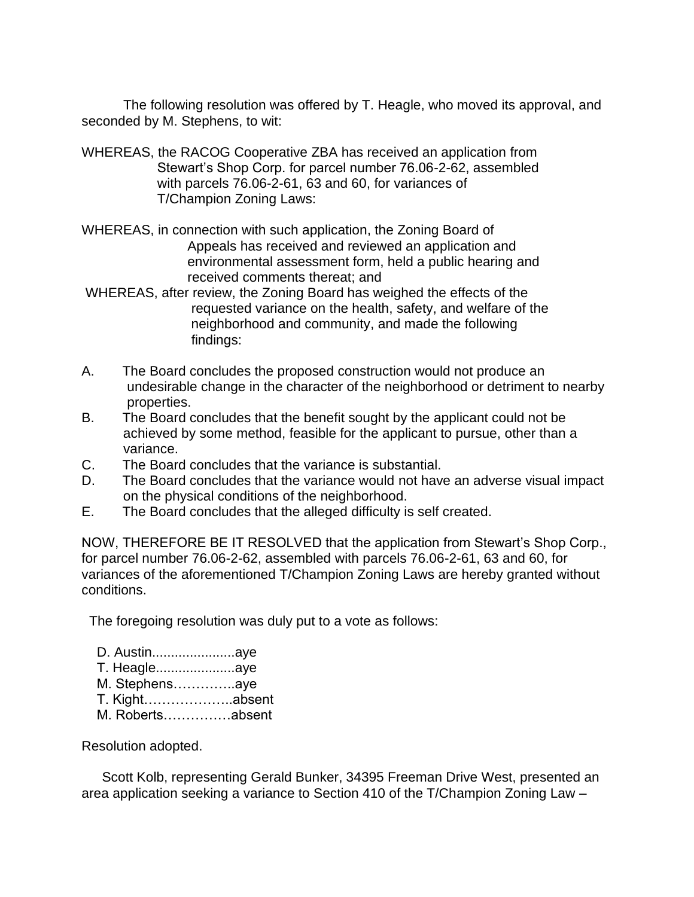The following resolution was offered by T. Heagle, who moved its approval, and seconded by M. Stephens, to wit:

WHEREAS, the RACOG Cooperative ZBA has received an application from Stewart's Shop Corp. for parcel number 76.06-2-62, assembled with parcels 76.06-2-61, 63 and 60, for variances of T/Champion Zoning Laws:

WHEREAS, in connection with such application, the Zoning Board of Appeals has received and reviewed an application and environmental assessment form, held a public hearing and received comments thereat; and

WHEREAS, after review, the Zoning Board has weighed the effects of the requested variance on the health, safety, and welfare of the neighborhood and community, and made the following findings:

A. The Board concludes the proposed construction would not produce an undesirable change in the character of the neighborhood or detriment to nearby properties.
B. The Board concludes that the benefit sought by the applicant could not be achieved by some method, feasible for the applicant to pursue, other than a variance.
C. The Board concludes that the variance is substantial.
D. The Board concludes that the variance would not have an adverse visual impact on the physical conditions of the neighborhood.
E. The Board concludes that the alleged difficulty is self created.

NOW, THEREFORE BE IT RESOLVED that the application from Stewart's Shop Corp., for parcel number 76.06-2-62, assembled with parcels 76.06-2-61, 63 and 60, for variances of the aforementioned T/Champion Zoning Laws are hereby granted without conditions.

The foregoing resolution was duly put to a vote as follows:

D. Austin......................aye
T. Heagle.....................aye
M. Stephens…………..aye
T. Kight………………..absent
M. Roberts……………absent

Resolution adopted.

Scott Kolb, representing Gerald Bunker, 34395 Freeman Drive West, presented an area application seeking a variance to Section 410 of the T/Champion Zoning Law –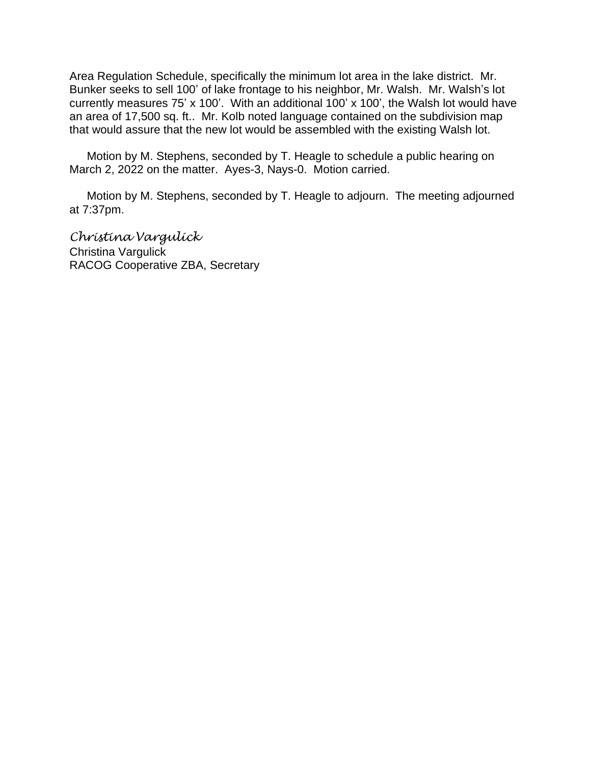Area Regulation Schedule, specifically the minimum lot area in the lake district. Mr. Bunker seeks to sell 100' of lake frontage to his neighbor, Mr. Walsh. Mr. Walsh's lot currently measures 75' x 100'. With an additional 100' x 100', the Walsh lot would have an area of 17,500 sq. ft.. Mr. Kolb noted language contained on the subdivision map that would assure that the new lot would be assembled with the existing Walsh lot.

Motion by M. Stephens, seconded by T. Heagle to schedule a public hearing on March 2, 2022 on the matter. Ayes-3, Nays-0. Motion carried.

Motion by M. Stephens, seconded by T. Heagle to adjourn. The meeting adjourned at 7:37pm.

*Christina Vargulick*
Christina Vargulick
RACOG Cooperative ZBA, Secretary